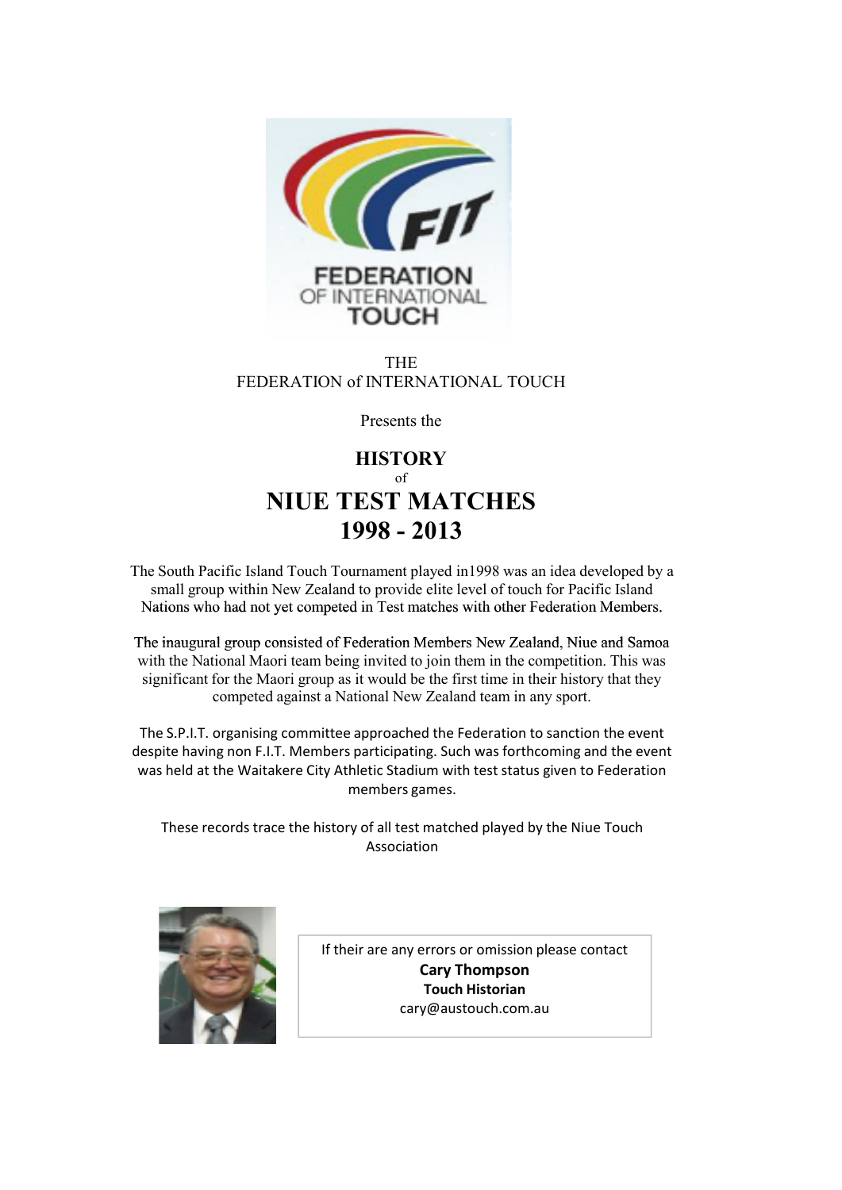THE
FEDERATION of INTERNATIONAL TOUCH

Presents the

# HISTORY
of
# NIUE TEST MATCHES
# 1998 - 2013

The South Pacific Island Touch Tournament played in1998 was an idea developed by a small group within New Zealand to provide elite level of touch for Pacific Island Nations who had not yet competed in Test matches with other Federation Members.

The inaugural group consisted of Federation Members New Zealand, Niue and Samoa with the National Maori team being invited to join them in the competition. This was significant for the Maori group as it would be the first time in their history that they competed against a National New Zealand team in any sport.

The S.P.I.T. organising committee approached the Federation to sanction the event despite having non F.I.T. Members participating. Such was forthcoming and the event was held at the Waitakere City Athletic Stadium with test status given to Federation members games.

These records trace the history of all test matched played by the Niue Touch Association

If their are any errors or omission please contact
**Cary Thompson**
**Touch Historian**
cary@austouch.com.au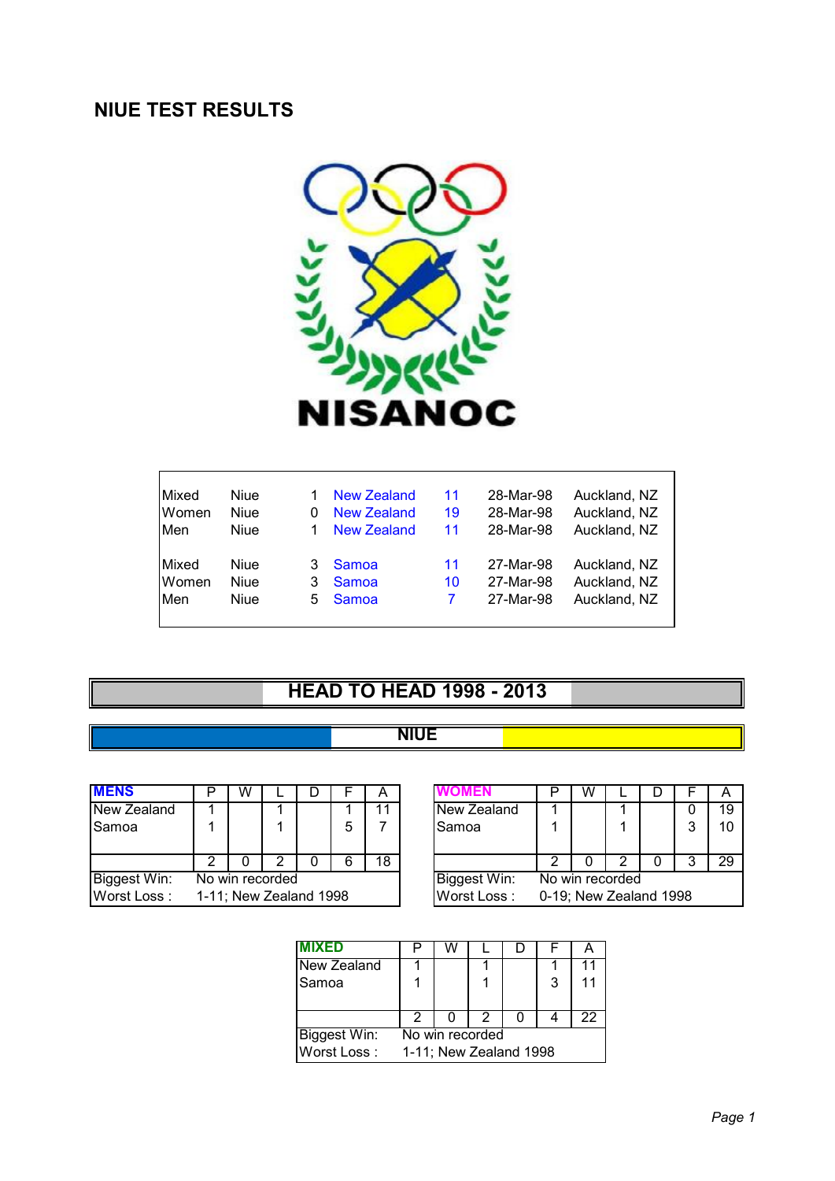# NIUE TEST RESULTS

NISANOC

| | | | | | | |
|---|---|---|---|---|---|---|
| Mixed | Niue | 1 | New Zealand | 11 | 28-Mar-98 | Auckland, NZ |
| Women | Niue | 0 | New Zealand | 19 | 28-Mar-98 | Auckland, NZ |
| Men | Niue | 1 | New Zealand | 11 | 28-Mar-98 | Auckland, NZ |
| Mixed | Niue | 3 | Samoa | 11 | 27-Mar-98 | Auckland, NZ |
| Women | Niue | 3 | Samoa | 10 | 27-Mar-98 | Auckland, NZ |
| Men | Niue | 5 | Samoa | 7 | 27-Mar-98 | Auckland, NZ |

## HEAD TO HEAD 1998 - 2013

### NIUE

| MENS | P | W | L | D | F | A |
|---|---|---|---|---|---|---|
| New Zealand | 1 | | 1 | | 1 | 11 |
| Samoa | 1 | | 1 | | 5 | 7 |
| | 2 | 0 | 2 | 0 | 6 | 18 |
| Biggest Win: | No win recorded | | | | | |
| Worst Loss : | 1-11; New Zealand 1998 | | | | | |

| WOMEN | P | W | L | D | F | A |
|---|---|---|---|---|---|---|
| New Zealand | 1 | | 1 | | 0 | 19 |
| Samoa | 1 | | 1 | | 3 | 10 |
| | 2 | 0 | 2 | 0 | 3 | 29 |
| Biggest Win: | No win recorded | | | | | |
| Worst Loss : | 0-19; New Zealand 1998 | | | | | |

| MIXED | P | W | L | D | F | A |
|---|---|---|---|---|---|---|
| New Zealand | 1 | | 1 | | 1 | 11 |
| Samoa | 1 | | 1 | | 3 | 11 |
| | 2 | 0 | 2 | 0 | 4 | 22 |
| Biggest Win: | No win recorded | | | | | |
| Worst Loss : | 1-11; New Zealand 1998 | | | | | |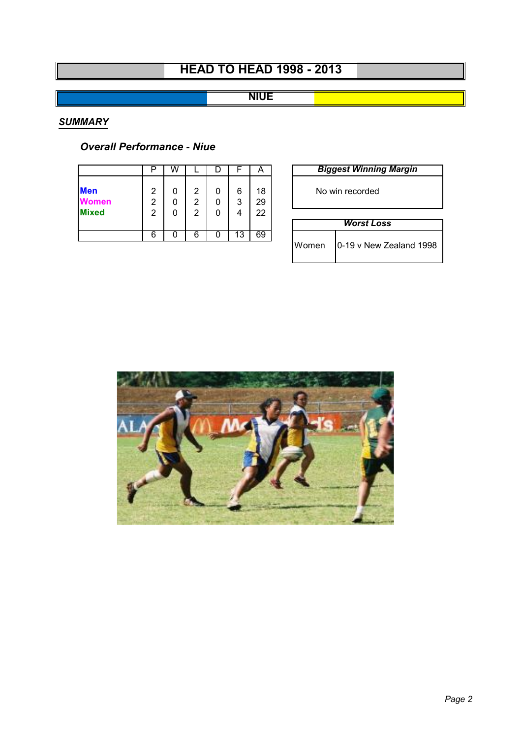# HEAD TO HEAD 1998 - 2013

## NIUE

### SUMMARY

#### *Overall Performance - Niue*

| | P | W | L | D | F | A |
|---|---|---|---|---|---|---|
| **Men** | 2 | 0 | 2 | 0 | 6 | 18 |
| **Women** | 2 | 0 | 2 | 0 | 3 | 29 |
| **Mixed** | 2 | 0 | 2 | 0 | 4 | 22 |
| | 6 | 0 | 6 | 0 | 13 | 69 |

| ***Biggest Winning Margin*** |
|---|
| No win recorded |

| ***Worst Loss*** | |
|---|---|
| Women | 0-19 v New Zealand 1998 |